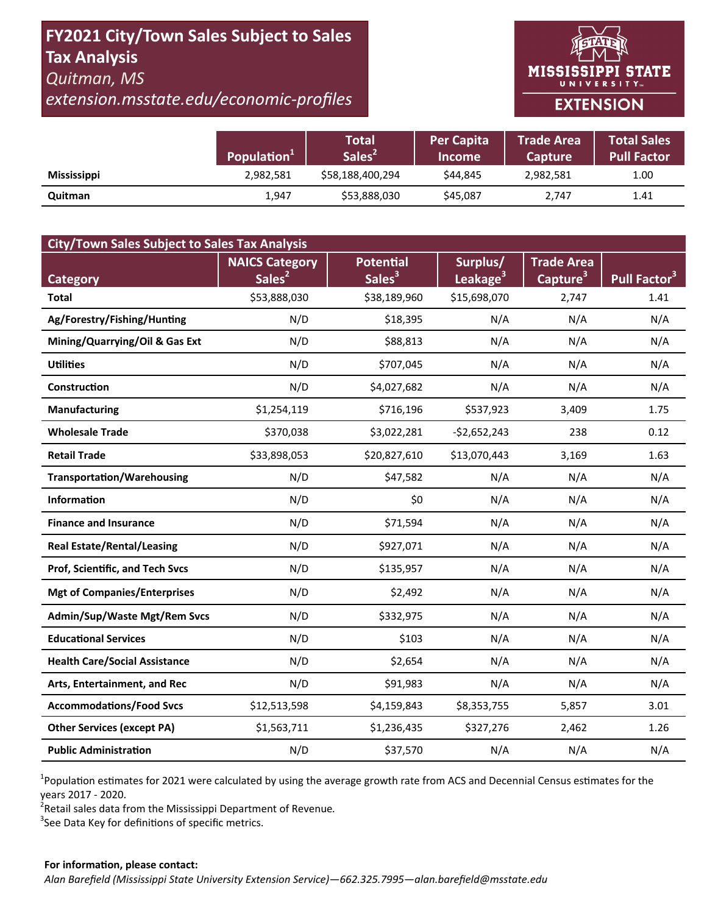# FY2021 City/Town Sales Subject to Sales Tax Analysis

*Quitman, MS*

*extension.msstate.edu/economic-profiles*

MISSISSIPPI STATE UNIVERSITY EXTENSION

| | Population[1] | Total Sales[2] | Per Capita Income | Trade Area Capture | Total Sales Pull Factor |
|---|---|---|---|---|---|
| **Mississippi** | 2,982,581 | $58,188,400,294 | $44,845 | 2,982,581 | 1.00 |
| **Quitman** | 1,947 | $53,888,030 | $45,087 | 2,747 | 1.41 |

| City/Town Sales Subject to Sales Tax Analysis | | | | | |
|---|---|---|---|---|---|
| **Category** | **NAICS Category Sales[2]** | **Potential Sales[3]** | **Surplus/ Leakage[3]** | **Trade Area Capture[3]** | **Pull Factor[3]** |
| **Total** | $53,888,030 | $38,189,960 | $15,698,070 | 2,747 | 1.41 |
| **Ag/Forestry/Fishing/Hunting** | N/D | $18,395 | N/A | N/A | N/A |
| **Mining/Quarrying/Oil & Gas Ext** | N/D | $88,813 | N/A | N/A | N/A |
| **Utilities** | N/D | $707,045 | N/A | N/A | N/A |
| **Construction** | N/D | $4,027,682 | N/A | N/A | N/A |
| **Manufacturing** | $1,254,119 | $716,196 | $537,923 | 3,409 | 1.75 |
| **Wholesale Trade** | $370,038 | $3,022,281 | -$2,652,243 | 238 | 0.12 |
| **Retail Trade** | $33,898,053 | $20,827,610 | $13,070,443 | 3,169 | 1.63 |
| **Transportation/Warehousing** | N/D | $47,582 | N/A | N/A | N/A |
| **Information** | N/D | $0 | N/A | N/A | N/A |
| **Finance and Insurance** | N/D | $71,594 | N/A | N/A | N/A |
| **Real Estate/Rental/Leasing** | N/D | $927,071 | N/A | N/A | N/A |
| **Prof, Scientific, and Tech Svcs** | N/D | $135,957 | N/A | N/A | N/A |
| **Mgt of Companies/Enterprises** | N/D | $2,492 | N/A | N/A | N/A |
| **Admin/Sup/Waste Mgt/Rem Svcs** | N/D | $332,975 | N/A | N/A | N/A |
| **Educational Services** | N/D | $103 | N/A | N/A | N/A |
| **Health Care/Social Assistance** | N/D | $2,654 | N/A | N/A | N/A |
| **Arts, Entertainment, and Rec** | N/D | $91,983 | N/A | N/A | N/A |
| **Accommodations/Food Svcs** | $12,513,598 | $4,159,843 | $8,353,755 | 5,857 | 3.01 |
| **Other Services (except PA)** | $1,563,711 | $1,236,435 | $327,276 | 2,462 | 1.26 |
| **Public Administration** | N/D | $37,570 | N/A | N/A | N/A |

[1]Population estimates for 2021 were calculated by using the average growth rate from ACS and Decennial Census estimates for the years 2017 - 2020.

[2]Retail sales data from the Mississippi Department of Revenue.

[3]See Data Key for definitions of specific metrics.

**For information, please contact:**

*Alan Barefield (Mississippi State University Extension Service)—662.325.7995—alan.barefield@msstate.edu*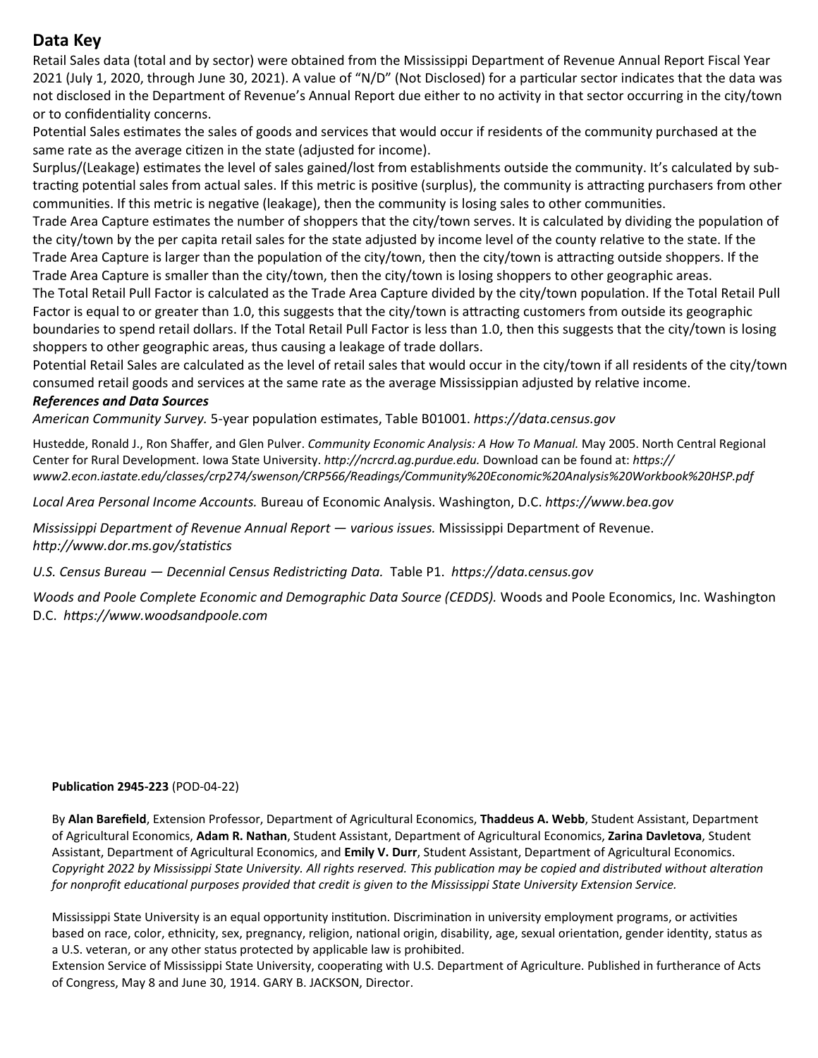## Data Key

Retail Sales data (total and by sector) were obtained from the Mississippi Department of Revenue Annual Report Fiscal Year 2021 (July 1, 2020, through June 30, 2021). A value of "N/D" (Not Disclosed) for a particular sector indicates that the data was not disclosed in the Department of Revenue's Annual Report due either to no activity in that sector occurring in the city/town or to confidentiality concerns.

Potential Sales estimates the sales of goods and services that would occur if residents of the community purchased at the same rate as the average citizen in the state (adjusted for income).

Surplus/(Leakage) estimates the level of sales gained/lost from establishments outside the community. It's calculated by subtracting potential sales from actual sales. If this metric is positive (surplus), the community is attracting purchasers from other communities. If this metric is negative (leakage), then the community is losing sales to other communities.

Trade Area Capture estimates the number of shoppers that the city/town serves. It is calculated by dividing the population of the city/town by the per capita retail sales for the state adjusted by income level of the county relative to the state. If the Trade Area Capture is larger than the population of the city/town, then the city/town is attracting outside shoppers. If the Trade Area Capture is smaller than the city/town, then the city/town is losing shoppers to other geographic areas.

The Total Retail Pull Factor is calculated as the Trade Area Capture divided by the city/town population. If the Total Retail Pull Factor is equal to or greater than 1.0, this suggests that the city/town is attracting customers from outside its geographic boundaries to spend retail dollars. If the Total Retail Pull Factor is less than 1.0, then this suggests that the city/town is losing shoppers to other geographic areas, thus causing a leakage of trade dollars.

Potential Retail Sales are calculated as the level of retail sales that would occur in the city/town if all residents of the city/town consumed retail goods and services at the same rate as the average Mississippian adjusted by relative income.

### *References and Data Sources*

*American Community Survey.* 5-year population estimates, Table B01001. *https://data.census.gov*

Hustedde, Ronald J., Ron Shaffer, and Glen Pulver. *Community Economic Analysis: A How To Manual.* May 2005. North Central Regional Center for Rural Development. Iowa State University. *http://ncrcrd.ag.purdue.edu.* Download can be found at: *https://www2.econ.iastate.edu/classes/crp274/swenson/CRP566/Readings/Community%20Economic%20Analysis%20Workbook%20HSP.pdf*

*Local Area Personal Income Accounts.* Bureau of Economic Analysis. Washington, D.C. *https://www.bea.gov*

*Mississippi Department of Revenue Annual Report — various issues.* Mississippi Department of Revenue. *http://www.dor.ms.gov/statistics*

*U.S. Census Bureau — Decennial Census Redistricting Data.* Table P1. *https://data.census.gov*

*Woods and Poole Complete Economic and Demographic Data Source (CEDDS).* Woods and Poole Economics, Inc. Washington D.C. *https://www.woodsandpoole.com*

**Publication 2945-223** (POD-04-22)

By **Alan Barefield**, Extension Professor, Department of Agricultural Economics, **Thaddeus A. Webb**, Student Assistant, Department of Agricultural Economics, **Adam R. Nathan**, Student Assistant, Department of Agricultural Economics, **Zarina Davletova**, Student Assistant, Department of Agricultural Economics, and **Emily V. Durr**, Student Assistant, Department of Agricultural Economics. *Copyright 2022 by Mississippi State University. All rights reserved. This publication may be copied and distributed without alteration for nonprofit educational purposes provided that credit is given to the Mississippi State University Extension Service.*

Mississippi State University is an equal opportunity institution. Discrimination in university employment programs, or activities based on race, color, ethnicity, sex, pregnancy, religion, national origin, disability, age, sexual orientation, gender identity, status as a U.S. veteran, or any other status protected by applicable law is prohibited.

Extension Service of Mississippi State University, cooperating with U.S. Department of Agriculture. Published in furtherance of Acts of Congress, May 8 and June 30, 1914. GARY B. JACKSON, Director.